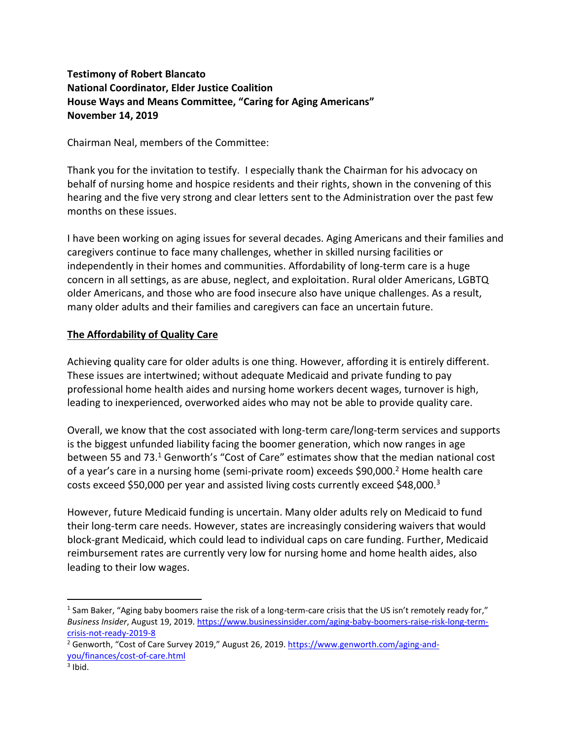**Testimony of Robert Blancato**
**National Coordinator, Elder Justice Coalition**
**House Ways and Means Committee, "Caring for Aging Americans"**
**November 14, 2019**

Chairman Neal, members of the Committee:

Thank you for the invitation to testify. I especially thank the Chairman for his advocacy on behalf of nursing home and hospice residents and their rights, shown in the convening of this hearing and the five very strong and clear letters sent to the Administration over the past few months on these issues.

I have been working on aging issues for several decades. Aging Americans and their families and caregivers continue to face many challenges, whether in skilled nursing facilities or independently in their homes and communities. Affordability of long-term care is a huge concern in all settings, as are abuse, neglect, and exploitation. Rural older Americans, LGBTQ older Americans, and those who are food insecure also have unique challenges. As a result, many older adults and their families and caregivers can face an uncertain future.

## The Affordability of Quality Care

Achieving quality care for older adults is one thing. However, affording it is entirely different. These issues are intertwined; without adequate Medicaid and private funding to pay professional home health aides and nursing home workers decent wages, turnover is high, leading to inexperienced, overworked aides who may not be able to provide quality care.

Overall, we know that the cost associated with long-term care/long-term services and supports is the biggest unfunded liability facing the boomer generation, which now ranges in age between 55 and 73.[1] Genworth's "Cost of Care" estimates show that the median national cost of a year's care in a nursing home (semi-private room) exceeds $90,000.[2] Home health care costs exceed $50,000 per year and assisted living costs currently exceed $48,000.[3]

However, future Medicaid funding is uncertain. Many older adults rely on Medicaid to fund their long-term care needs. However, states are increasingly considering waivers that would block-grant Medicaid, which could lead to individual caps on care funding. Further, Medicaid reimbursement rates are currently very low for nursing home and home health aides, also leading to their low wages.

---

[1] Sam Baker, "Aging baby boomers raise the risk of a long-term-care crisis that the US isn't remotely ready for," *Business Insider*, August 19, 2019. https://www.businessinsider.com/aging-baby-boomers-raise-risk-long-term-crisis-not-ready-2019-8

[2] Genworth, "Cost of Care Survey 2019," August 26, 2019. https://www.genworth.com/aging-and-you/finances/cost-of-care.html

[3] Ibid.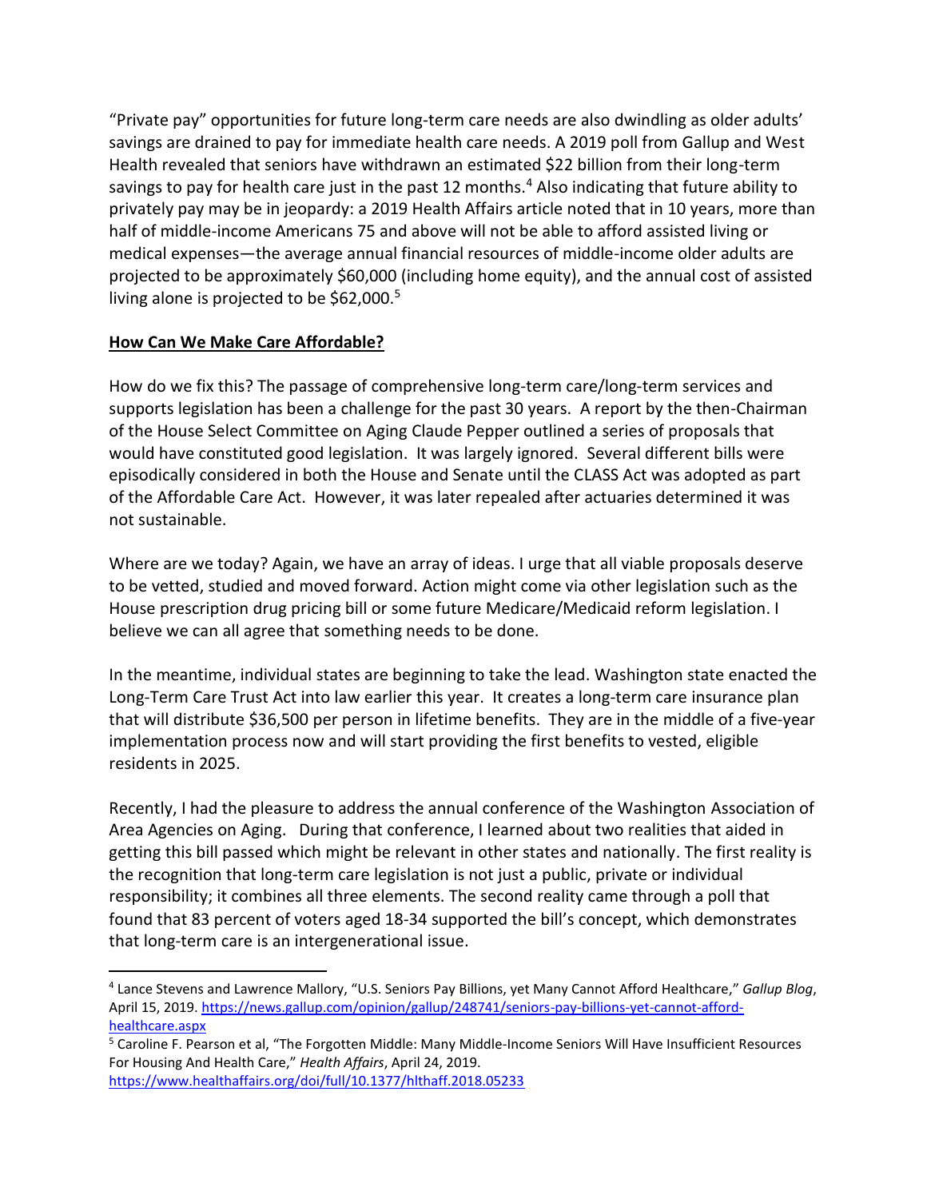"Private pay" opportunities for future long-term care needs are also dwindling as older adults' savings are drained to pay for immediate health care needs. A 2019 poll from Gallup and West Health revealed that seniors have withdrawn an estimated $22 billion from their long-term savings to pay for health care just in the past 12 months.[4] Also indicating that future ability to privately pay may be in jeopardy: a 2019 Health Affairs article noted that in 10 years, more than half of middle-income Americans 75 and above will not be able to afford assisted living or medical expenses—the average annual financial resources of middle-income older adults are projected to be approximately $60,000 (including home equity), and the annual cost of assisted living alone is projected to be $62,000.[5]

**<u>How Can We Make Care Affordable?</u>**

How do we fix this? The passage of comprehensive long-term care/long-term services and supports legislation has been a challenge for the past 30 years. A report by the then-Chairman of the House Select Committee on Aging Claude Pepper outlined a series of proposals that would have constituted good legislation. It was largely ignored. Several different bills were episodically considered in both the House and Senate until the CLASS Act was adopted as part of the Affordable Care Act. However, it was later repealed after actuaries determined it was not sustainable.

Where are we today? Again, we have an array of ideas. I urge that all viable proposals deserve to be vetted, studied and moved forward. Action might come via other legislation such as the House prescription drug pricing bill or some future Medicare/Medicaid reform legislation. I believe we can all agree that something needs to be done.

In the meantime, individual states are beginning to take the lead. Washington state enacted the Long-Term Care Trust Act into law earlier this year. It creates a long-term care insurance plan that will distribute $36,500 per person in lifetime benefits. They are in the middle of a five-year implementation process now and will start providing the first benefits to vested, eligible residents in 2025.

Recently, I had the pleasure to address the annual conference of the Washington Association of Area Agencies on Aging. During that conference, I learned about two realities that aided in getting this bill passed which might be relevant in other states and nationally. The first reality is the recognition that long-term care legislation is not just a public, private or individual responsibility; it combines all three elements. The second reality came through a poll that found that 83 percent of voters aged 18-34 supported the bill's concept, which demonstrates that long-term care is an intergenerational issue.

---

[4] Lance Stevens and Lawrence Mallory, "U.S. Seniors Pay Billions, yet Many Cannot Afford Healthcare," *Gallup Blog*, April 15, 2019. https://news.gallup.com/opinion/gallup/248741/seniors-pay-billions-yet-cannot-afford-healthcare.aspx

[5] Caroline F. Pearson et al, "The Forgotten Middle: Many Middle-Income Seniors Will Have Insufficient Resources For Housing And Health Care," *Health Affairs*, April 24, 2019. https://www.healthaffairs.org/doi/full/10.1377/hlthaff.2018.05233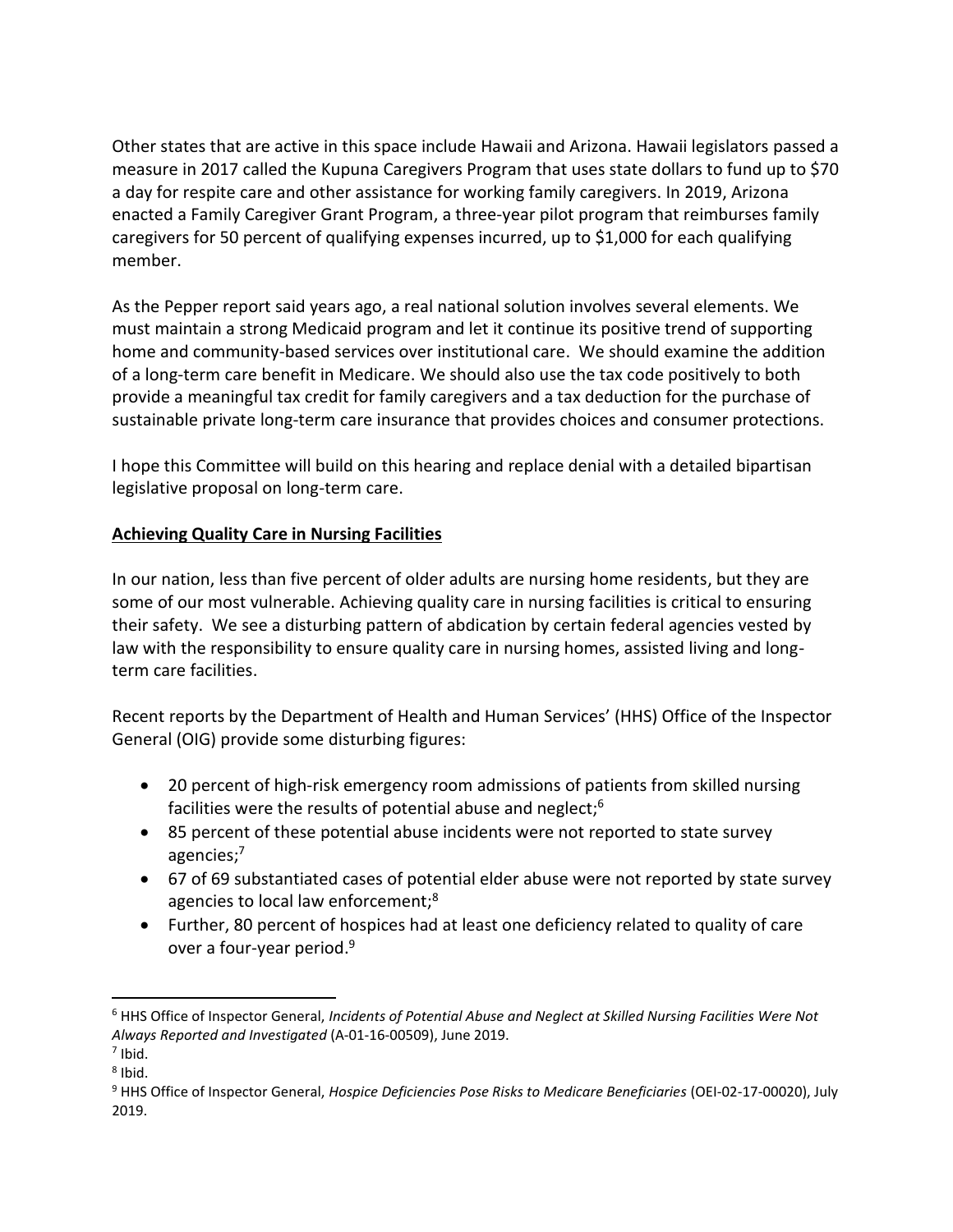Other states that are active in this space include Hawaii and Arizona. Hawaii legislators passed a measure in 2017 called the Kupuna Caregivers Program that uses state dollars to fund up to $70 a day for respite care and other assistance for working family caregivers. In 2019, Arizona enacted a Family Caregiver Grant Program, a three-year pilot program that reimburses family caregivers for 50 percent of qualifying expenses incurred, up to $1,000 for each qualifying member.

As the Pepper report said years ago, a real national solution involves several elements. We must maintain a strong Medicaid program and let it continue its positive trend of supporting home and community-based services over institutional care. We should examine the addition of a long-term care benefit in Medicare. We should also use the tax code positively to both provide a meaningful tax credit for family caregivers and a tax deduction for the purchase of sustainable private long-term care insurance that provides choices and consumer protections.

I hope this Committee will build on this hearing and replace denial with a detailed bipartisan legislative proposal on long-term care.

## Achieving Quality Care in Nursing Facilities

In our nation, less than five percent of older adults are nursing home residents, but they are some of our most vulnerable. Achieving quality care in nursing facilities is critical to ensuring their safety. We see a disturbing pattern of abdication by certain federal agencies vested by law with the responsibility to ensure quality care in nursing homes, assisted living and long-term care facilities.

Recent reports by the Department of Health and Human Services' (HHS) Office of the Inspector General (OIG) provide some disturbing figures:

- 20 percent of high-risk emergency room admissions of patients from skilled nursing facilities were the results of potential abuse and neglect;[6]
- 85 percent of these potential abuse incidents were not reported to state survey agencies;[7]
- 67 of 69 substantiated cases of potential elder abuse were not reported by state survey agencies to local law enforcement;[8]
- Further, 80 percent of hospices had at least one deficiency related to quality of care over a four-year period.[9]

---

[6] HHS Office of Inspector General, *Incidents of Potential Abuse and Neglect at Skilled Nursing Facilities Were Not Always Reported and Investigated* (A-01-16-00509), June 2019.

[7] Ibid.

[8] Ibid.

[9] HHS Office of Inspector General, *Hospice Deficiencies Pose Risks to Medicare Beneficiaries* (OEI-02-17-00020), July 2019.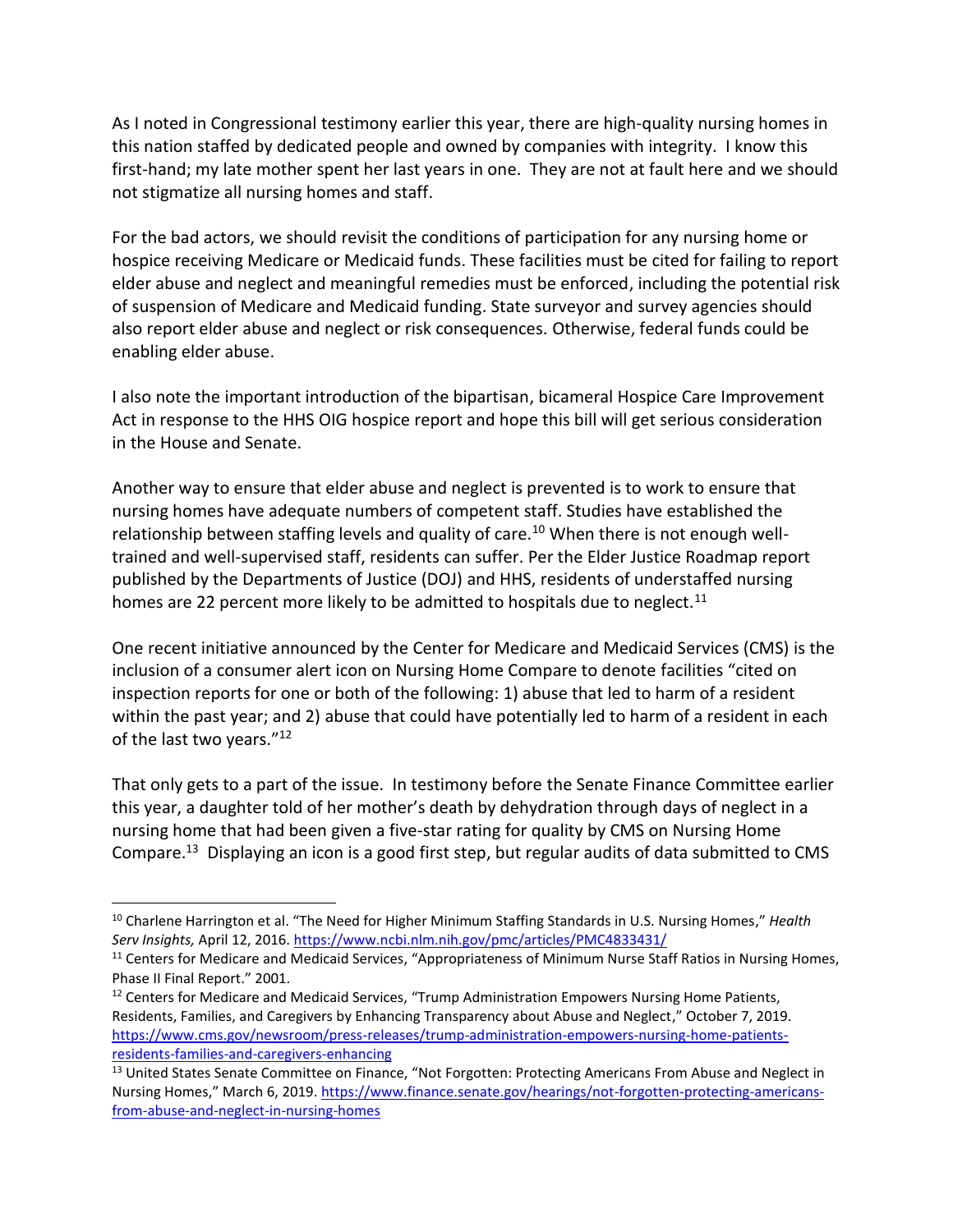As I noted in Congressional testimony earlier this year, there are high-quality nursing homes in this nation staffed by dedicated people and owned by companies with integrity. I know this first-hand; my late mother spent her last years in one. They are not at fault here and we should not stigmatize all nursing homes and staff.

For the bad actors, we should revisit the conditions of participation for any nursing home or hospice receiving Medicare or Medicaid funds. These facilities must be cited for failing to report elder abuse and neglect and meaningful remedies must be enforced, including the potential risk of suspension of Medicare and Medicaid funding. State surveyor and survey agencies should also report elder abuse and neglect or risk consequences. Otherwise, federal funds could be enabling elder abuse.

I also note the important introduction of the bipartisan, bicameral Hospice Care Improvement Act in response to the HHS OIG hospice report and hope this bill will get serious consideration in the House and Senate.

Another way to ensure that elder abuse and neglect is prevented is to work to ensure that nursing homes have adequate numbers of competent staff. Studies have established the relationship between staffing levels and quality of care.[10] When there is not enough well-trained and well-supervised staff, residents can suffer. Per the Elder Justice Roadmap report published by the Departments of Justice (DOJ) and HHS, residents of understaffed nursing homes are 22 percent more likely to be admitted to hospitals due to neglect.[11]

One recent initiative announced by the Center for Medicare and Medicaid Services (CMS) is the inclusion of a consumer alert icon on Nursing Home Compare to denote facilities "cited on inspection reports for one or both of the following: 1) abuse that led to harm of a resident within the past year; and 2) abuse that could have potentially led to harm of a resident in each of the last two years."[12]

That only gets to a part of the issue. In testimony before the Senate Finance Committee earlier this year, a daughter told of her mother's death by dehydration through days of neglect in a nursing home that had been given a five-star rating for quality by CMS on Nursing Home Compare.[13] Displaying an icon is a good first step, but regular audits of data submitted to CMS

---

[10] Charlene Harrington et al. "The Need for Higher Minimum Staffing Standards in U.S. Nursing Homes," *Health Serv Insights,* April 12, 2016. https://www.ncbi.nlm.nih.gov/pmc/articles/PMC4833431/

[11] Centers for Medicare and Medicaid Services, "Appropriateness of Minimum Nurse Staff Ratios in Nursing Homes, Phase II Final Report." 2001.

[12] Centers for Medicare and Medicaid Services, "Trump Administration Empowers Nursing Home Patients, Residents, Families, and Caregivers by Enhancing Transparency about Abuse and Neglect," October 7, 2019. https://www.cms.gov/newsroom/press-releases/trump-administration-empowers-nursing-home-patients-residents-families-and-caregivers-enhancing

[13] United States Senate Committee on Finance, "Not Forgotten: Protecting Americans From Abuse and Neglect in Nursing Homes," March 6, 2019. https://www.finance.senate.gov/hearings/not-forgotten-protecting-americans-from-abuse-and-neglect-in-nursing-homes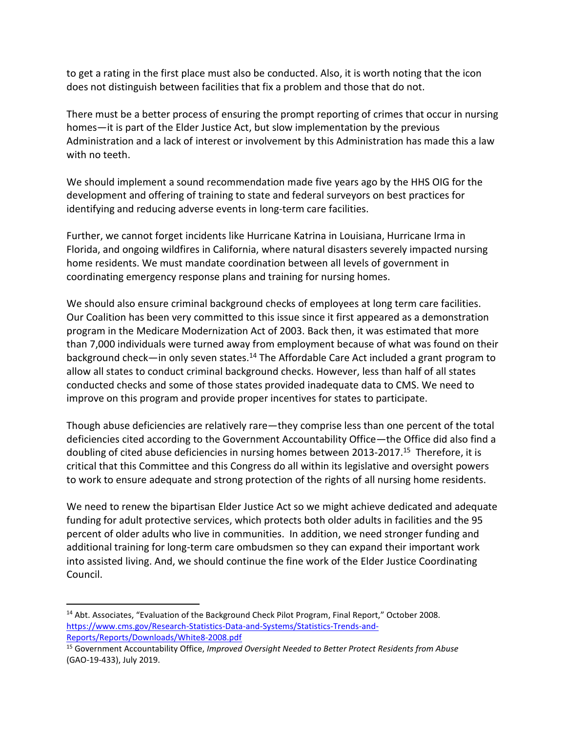to get a rating in the first place must also be conducted. Also, it is worth noting that the icon does not distinguish between facilities that fix a problem and those that do not.

There must be a better process of ensuring the prompt reporting of crimes that occur in nursing homes—it is part of the Elder Justice Act, but slow implementation by the previous Administration and a lack of interest or involvement by this Administration has made this a law with no teeth.

We should implement a sound recommendation made five years ago by the HHS OIG for the development and offering of training to state and federal surveyors on best practices for identifying and reducing adverse events in long-term care facilities.

Further, we cannot forget incidents like Hurricane Katrina in Louisiana, Hurricane Irma in Florida, and ongoing wildfires in California, where natural disasters severely impacted nursing home residents. We must mandate coordination between all levels of government in coordinating emergency response plans and training for nursing homes.

We should also ensure criminal background checks of employees at long term care facilities. Our Coalition has been very committed to this issue since it first appeared as a demonstration program in the Medicare Modernization Act of 2003. Back then, it was estimated that more than 7,000 individuals were turned away from employment because of what was found on their background check—in only seven states.[14] The Affordable Care Act included a grant program to allow all states to conduct criminal background checks. However, less than half of all states conducted checks and some of those states provided inadequate data to CMS. We need to improve on this program and provide proper incentives for states to participate.

Though abuse deficiencies are relatively rare—they comprise less than one percent of the total deficiencies cited according to the Government Accountability Office—the Office did also find a doubling of cited abuse deficiencies in nursing homes between 2013-2017.[15] Therefore, it is critical that this Committee and this Congress do all within its legislative and oversight powers to work to ensure adequate and strong protection of the rights of all nursing home residents.

We need to renew the bipartisan Elder Justice Act so we might achieve dedicated and adequate funding for adult protective services, which protects both older adults in facilities and the 95 percent of older adults who live in communities. In addition, we need stronger funding and additional training for long-term care ombudsmen so they can expand their important work into assisted living. And, we should continue the fine work of the Elder Justice Coordinating Council.

---

[14] Abt. Associates, "Evaluation of the Background Check Pilot Program, Final Report," October 2008. https://www.cms.gov/Research-Statistics-Data-and-Systems/Statistics-Trends-and-Reports/Reports/Downloads/White8-2008.pdf

[15] Government Accountability Office, *Improved Oversight Needed to Better Protect Residents from Abuse* (GAO-19-433), July 2019.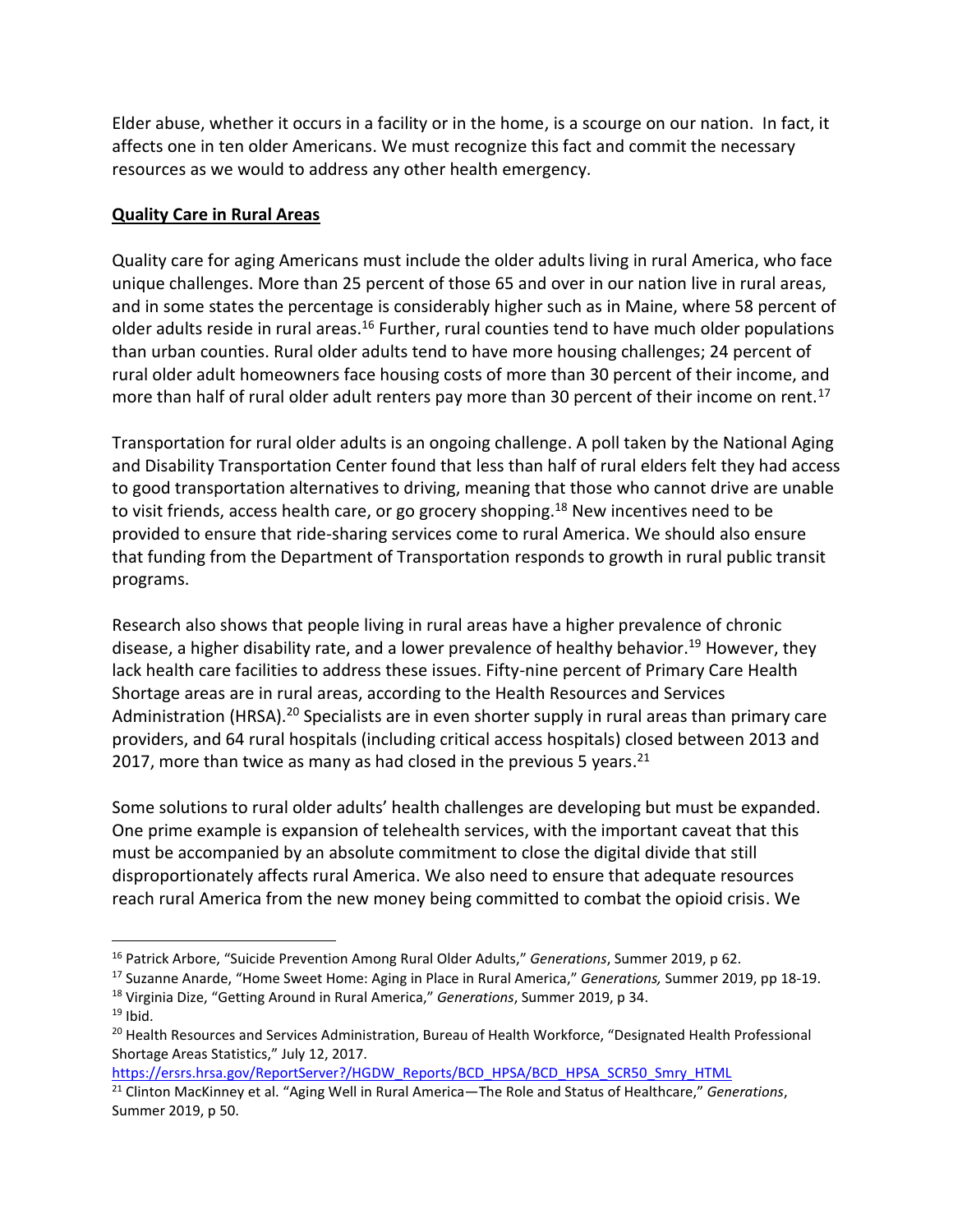Elder abuse, whether it occurs in a facility or in the home, is a scourge on our nation. In fact, it affects one in ten older Americans. We must recognize this fact and commit the necessary resources as we would to address any other health emergency.

**Quality Care in Rural Areas**

Quality care for aging Americans must include the older adults living in rural America, who face unique challenges. More than 25 percent of those 65 and over in our nation live in rural areas, and in some states the percentage is considerably higher such as in Maine, where 58 percent of older adults reside in rural areas.[16] Further, rural counties tend to have much older populations than urban counties. Rural older adults tend to have more housing challenges; 24 percent of rural older adult homeowners face housing costs of more than 30 percent of their income, and more than half of rural older adult renters pay more than 30 percent of their income on rent.[17]

Transportation for rural older adults is an ongoing challenge. A poll taken by the National Aging and Disability Transportation Center found that less than half of rural elders felt they had access to good transportation alternatives to driving, meaning that those who cannot drive are unable to visit friends, access health care, or go grocery shopping.[18] New incentives need to be provided to ensure that ride-sharing services come to rural America. We should also ensure that funding from the Department of Transportation responds to growth in rural public transit programs.

Research also shows that people living in rural areas have a higher prevalence of chronic disease, a higher disability rate, and a lower prevalence of healthy behavior.[19] However, they lack health care facilities to address these issues. Fifty-nine percent of Primary Care Health Shortage areas are in rural areas, according to the Health Resources and Services Administration (HRSA).[20] Specialists are in even shorter supply in rural areas than primary care providers, and 64 rural hospitals (including critical access hospitals) closed between 2013 and 2017, more than twice as many as had closed in the previous 5 years.[21]

Some solutions to rural older adults' health challenges are developing but must be expanded. One prime example is expansion of telehealth services, with the important caveat that this must be accompanied by an absolute commitment to close the digital divide that still disproportionately affects rural America. We also need to ensure that adequate resources reach rural America from the new money being committed to combat the opioid crisis. We

---

[16] Patrick Arbore, "Suicide Prevention Among Rural Older Adults," *Generations*, Summer 2019, p 62.

[17] Suzanne Anarde, "Home Sweet Home: Aging in Place in Rural America," *Generations,* Summer 2019, pp 18-19.

[18] Virginia Dize, "Getting Around in Rural America," *Generations*, Summer 2019, p 34.

[19] Ibid.

[20] Health Resources and Services Administration, Bureau of Health Workforce, "Designated Health Professional Shortage Areas Statistics," July 12, 2017. https://ersrs.hrsa.gov/ReportServer?/HGDW_Reports/BCD_HPSA/BCD_HPSA_SCR50_Smry_HTML

[21] Clinton MacKinney et al. "Aging Well in Rural America—The Role and Status of Healthcare," *Generations*, Summer 2019, p 50.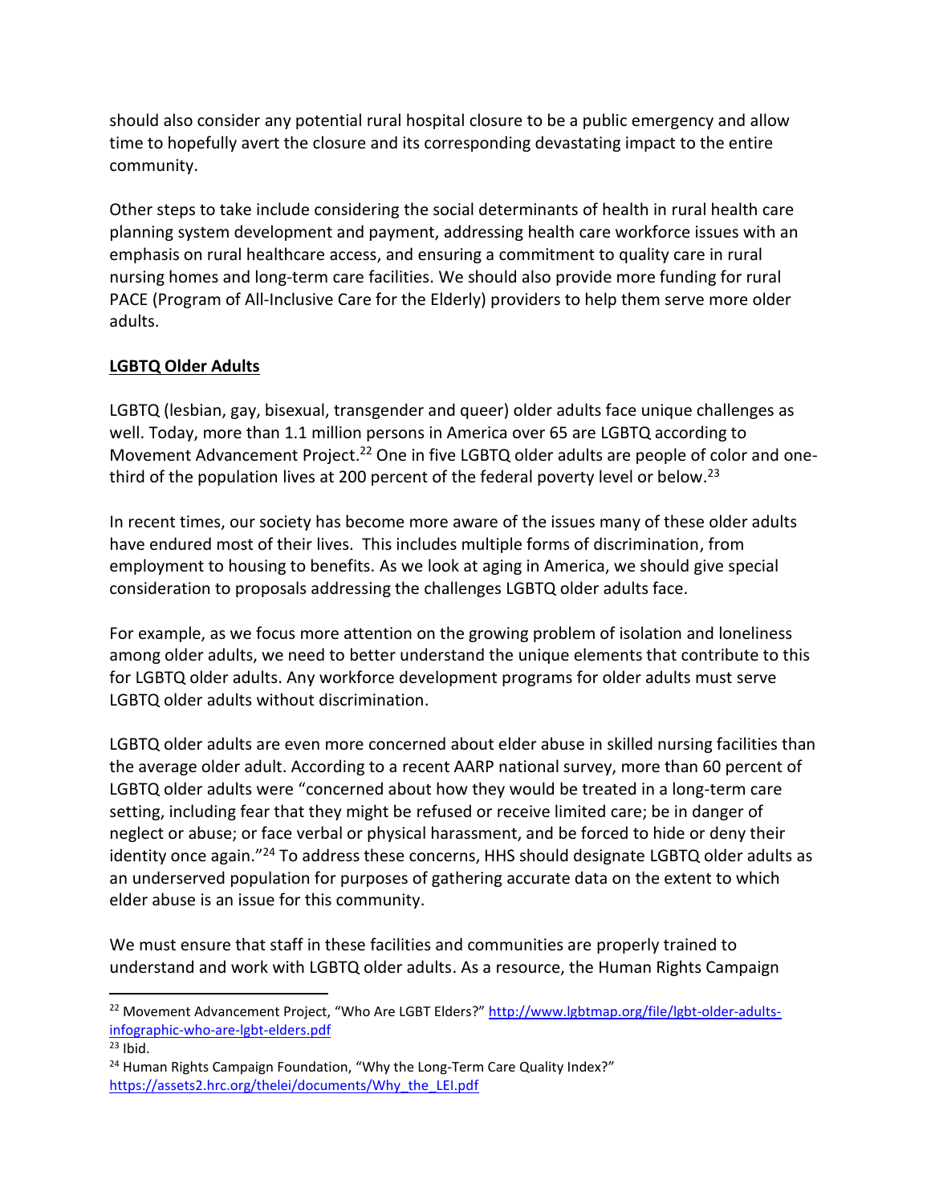should also consider any potential rural hospital closure to be a public emergency and allow time to hopefully avert the closure and its corresponding devastating impact to the entire community.

Other steps to take include considering the social determinants of health in rural health care planning system development and payment, addressing health care workforce issues with an emphasis on rural healthcare access, and ensuring a commitment to quality care in rural nursing homes and long-term care facilities. We should also provide more funding for rural PACE (Program of All-Inclusive Care for the Elderly) providers to help them serve more older adults.

**<u>LGBTQ Older Adults</u>**

LGBTQ (lesbian, gay, bisexual, transgender and queer) older adults face unique challenges as well. Today, more than 1.1 million persons in America over 65 are LGBTQ according to Movement Advancement Project.[22] One in five LGBTQ older adults are people of color and one-third of the population lives at 200 percent of the federal poverty level or below.[23]

In recent times, our society has become more aware of the issues many of these older adults have endured most of their lives. This includes multiple forms of discrimination, from employment to housing to benefits. As we look at aging in America, we should give special consideration to proposals addressing the challenges LGBTQ older adults face.

For example, as we focus more attention on the growing problem of isolation and loneliness among older adults, we need to better understand the unique elements that contribute to this for LGBTQ older adults. Any workforce development programs for older adults must serve LGBTQ older adults without discrimination.

LGBTQ older adults are even more concerned about elder abuse in skilled nursing facilities than the average older adult. According to a recent AARP national survey, more than 60 percent of LGBTQ older adults were "concerned about how they would be treated in a long-term care setting, including fear that they might be refused or receive limited care; be in danger of neglect or abuse; or face verbal or physical harassment, and be forced to hide or deny their identity once again."[24] To address these concerns, HHS should designate LGBTQ older adults as an underserved population for purposes of gathering accurate data on the extent to which elder abuse is an issue for this community.

We must ensure that staff in these facilities and communities are properly trained to understand and work with LGBTQ older adults. As a resource, the Human Rights Campaign

---

[22] Movement Advancement Project, "Who Are LGBT Elders?" http://www.lgbtmap.org/file/lgbt-older-adults-infographic-who-are-lgbt-elders.pdf

[23] Ibid.

[24] Human Rights Campaign Foundation, "Why the Long-Term Care Quality Index?" https://assets2.hrc.org/thelei/documents/Why_the_LEI.pdf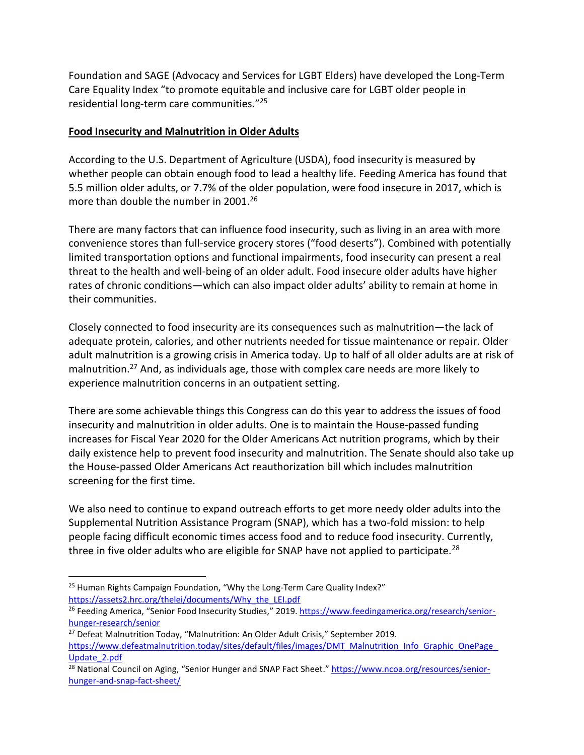Foundation and SAGE (Advocacy and Services for LGBT Elders) have developed the Long-Term Care Equality Index "to promote equitable and inclusive care for LGBT older people in residential long-term care communities."[25]

**Food Insecurity and Malnutrition in Older Adults**

According to the U.S. Department of Agriculture (USDA), food insecurity is measured by whether people can obtain enough food to lead a healthy life. Feeding America has found that 5.5 million older adults, or 7.7% of the older population, were food insecure in 2017, which is more than double the number in 2001.[26]

There are many factors that can influence food insecurity, such as living in an area with more convenience stores than full-service grocery stores ("food deserts"). Combined with potentially limited transportation options and functional impairments, food insecurity can present a real threat to the health and well-being of an older adult. Food insecure older adults have higher rates of chronic conditions—which can also impact older adults' ability to remain at home in their communities.

Closely connected to food insecurity are its consequences such as malnutrition—the lack of adequate protein, calories, and other nutrients needed for tissue maintenance or repair. Older adult malnutrition is a growing crisis in America today. Up to half of all older adults are at risk of malnutrition.[27] And, as individuals age, those with complex care needs are more likely to experience malnutrition concerns in an outpatient setting.

There are some achievable things this Congress can do this year to address the issues of food insecurity and malnutrition in older adults. One is to maintain the House-passed funding increases for Fiscal Year 2020 for the Older Americans Act nutrition programs, which by their daily existence help to prevent food insecurity and malnutrition. The Senate should also take up the House-passed Older Americans Act reauthorization bill which includes malnutrition screening for the first time.

We also need to continue to expand outreach efforts to get more needy older adults into the Supplemental Nutrition Assistance Program (SNAP), which has a two-fold mission: to help people facing difficult economic times access food and to reduce food insecurity. Currently, three in five older adults who are eligible for SNAP have not applied to participate.[28]

---

[25] Human Rights Campaign Foundation, "Why the Long-Term Care Quality Index?" https://assets2.hrc.org/thelei/documents/Why_the_LEI.pdf

[26] Feeding America, "Senior Food Insecurity Studies," 2019. https://www.feedingamerica.org/research/senior-hunger-research/senior

[27] Defeat Malnutrition Today, "Malnutrition: An Older Adult Crisis," September 2019. https://www.defeatmalnutrition.today/sites/default/files/images/DMT_Malnutrition_Info_Graphic_OnePage_Update_2.pdf

[28] National Council on Aging, "Senior Hunger and SNAP Fact Sheet." https://www.ncoa.org/resources/senior-hunger-and-snap-fact-sheet/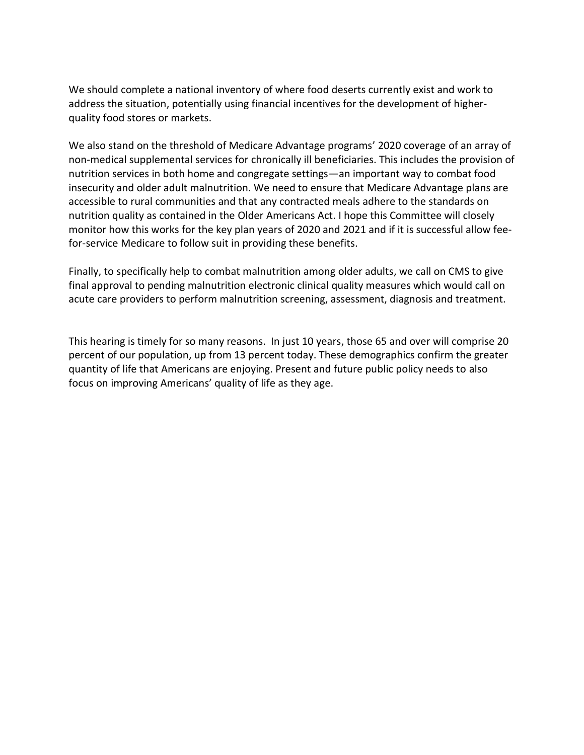We should complete a national inventory of where food deserts currently exist and work to address the situation, potentially using financial incentives for the development of higher-quality food stores or markets.

We also stand on the threshold of Medicare Advantage programs' 2020 coverage of an array of non-medical supplemental services for chronically ill beneficiaries. This includes the provision of nutrition services in both home and congregate settings—an important way to combat food insecurity and older adult malnutrition. We need to ensure that Medicare Advantage plans are accessible to rural communities and that any contracted meals adhere to the standards on nutrition quality as contained in the Older Americans Act. I hope this Committee will closely monitor how this works for the key plan years of 2020 and 2021 and if it is successful allow fee-for-service Medicare to follow suit in providing these benefits.

Finally, to specifically help to combat malnutrition among older adults, we call on CMS to give final approval to pending malnutrition electronic clinical quality measures which would call on acute care providers to perform malnutrition screening, assessment, diagnosis and treatment.

This hearing is timely for so many reasons. In just 10 years, those 65 and over will comprise 20 percent of our population, up from 13 percent today. These demographics confirm the greater quantity of life that Americans are enjoying. Present and future public policy needs to also focus on improving Americans' quality of life as they age.